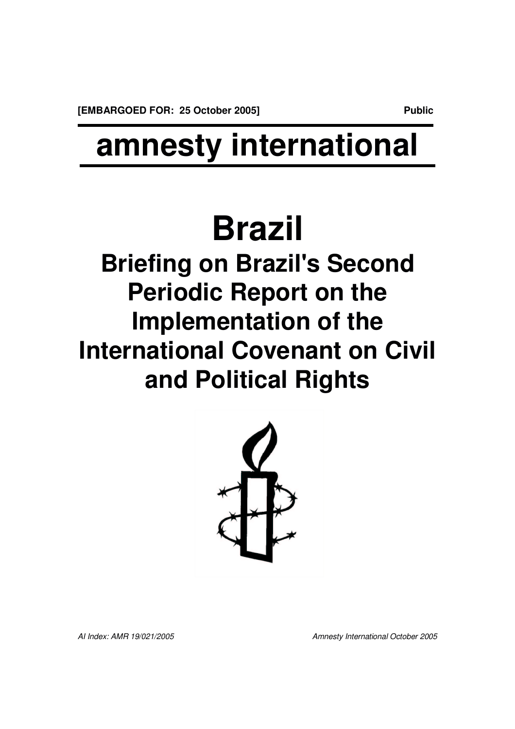**[EMBARGOED FOR: 25 October 2005]** **Public**

# amnesty international

# Brazil

## Briefing on Brazil's Second Periodic Report on the Implementation of the International Covenant on Civil and Political Rights

*AI Index: AMR 19/021/2005* *Amnesty International October 2005*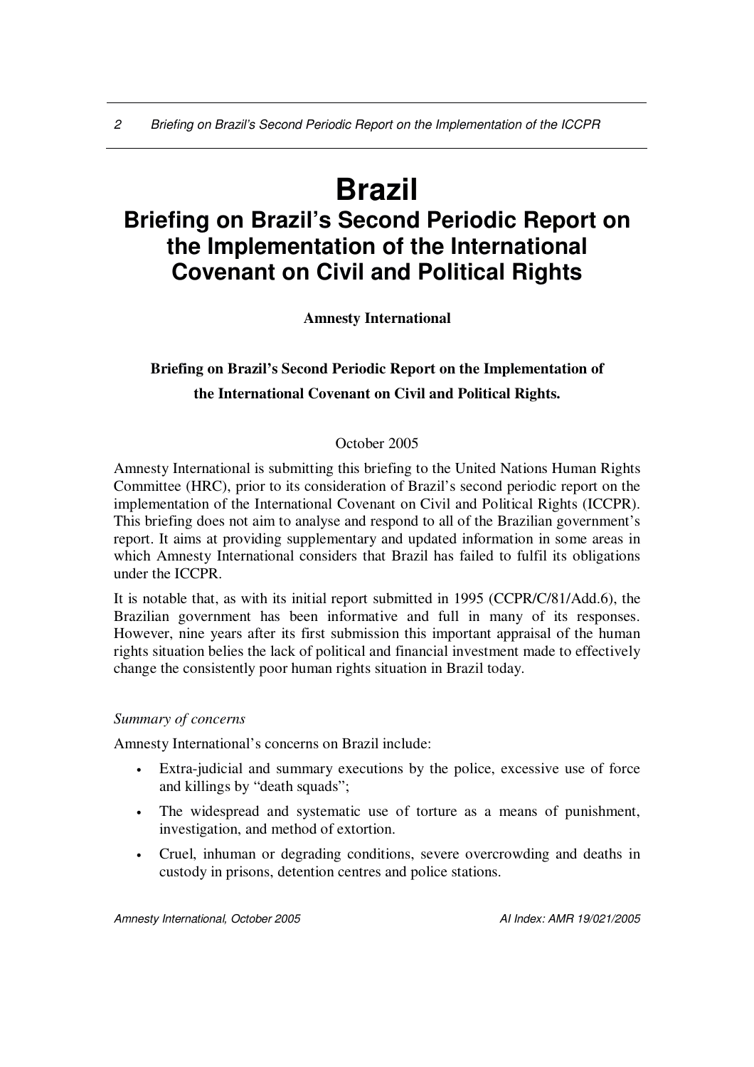# Brazil

## Briefing on Brazil's Second Periodic Report on the Implementation of the International Covenant on Civil and Political Rights

**Amnesty International**

**Briefing on Brazil's Second Periodic Report on the Implementation of the International Covenant on Civil and Political Rights.**

October 2005

Amnesty International is submitting this briefing to the United Nations Human Rights Committee (HRC), prior to its consideration of Brazil's second periodic report on the implementation of the International Covenant on Civil and Political Rights (ICCPR). This briefing does not aim to analyse and respond to all of the Brazilian government's report. It aims at providing supplementary and updated information in some areas in which Amnesty International considers that Brazil has failed to fulfil its obligations under the ICCPR.

It is notable that, as with its initial report submitted in 1995 (CCPR/C/81/Add.6), the Brazilian government has been informative and full in many of its responses. However, nine years after its first submission this important appraisal of the human rights situation belies the lack of political and financial investment made to effectively change the consistently poor human rights situation in Brazil today.

*Summary of concerns*

Amnesty International's concerns on Brazil include:

- Extra-judicial and summary executions by the police, excessive use of force and killings by "death squads";
- The widespread and systematic use of torture as a means of punishment, investigation, and method of extortion.
- Cruel, inhuman or degrading conditions, severe overcrowding and deaths in custody in prisons, detention centres and police stations.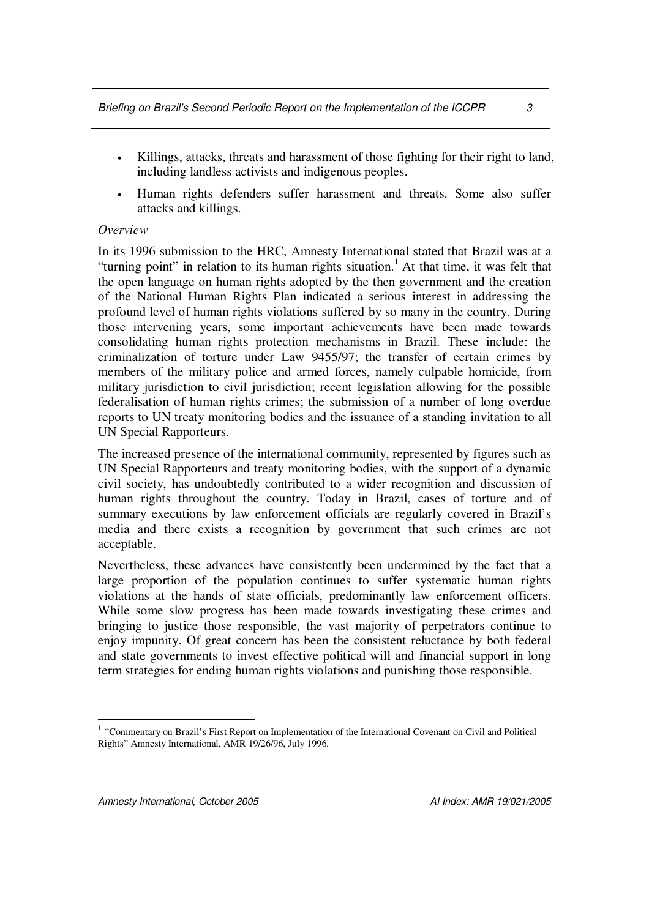- Killings, attacks, threats and harassment of those fighting for their right to land, including landless activists and indigenous peoples.
- Human rights defenders suffer harassment and threats. Some also suffer attacks and killings.

*Overview*

In its 1996 submission to the HRC, Amnesty International stated that Brazil was at a "turning point" in relation to its human rights situation.[1] At that time, it was felt that the open language on human rights adopted by the then government and the creation of the National Human Rights Plan indicated a serious interest in addressing the profound level of human rights violations suffered by so many in the country. During those intervening years, some important achievements have been made towards consolidating human rights protection mechanisms in Brazil. These include: the criminalization of torture under Law 9455/97; the transfer of certain crimes by members of the military police and armed forces, namely culpable homicide, from military jurisdiction to civil jurisdiction; recent legislation allowing for the possible federalisation of human rights crimes; the submission of a number of long overdue reports to UN treaty monitoring bodies and the issuance of a standing invitation to all UN Special Rapporteurs.

The increased presence of the international community, represented by figures such as UN Special Rapporteurs and treaty monitoring bodies, with the support of a dynamic civil society, has undoubtedly contributed to a wider recognition and discussion of human rights throughout the country. Today in Brazil, cases of torture and of summary executions by law enforcement officials are regularly covered in Brazil's media and there exists a recognition by government that such crimes are not acceptable.

Nevertheless, these advances have consistently been undermined by the fact that a large proportion of the population continues to suffer systematic human rights violations at the hands of state officials, predominantly law enforcement officers. While some slow progress has been made towards investigating these crimes and bringing to justice those responsible, the vast majority of perpetrators continue to enjoy impunity. Of great concern has been the consistent reluctance by both federal and state governments to invest effective political will and financial support in long term strategies for ending human rights violations and punishing those responsible.

[1] "Commentary on Brazil's First Report on Implementation of the International Covenant on Civil and Political Rights" Amnesty International, AMR 19/26/96, July 1996.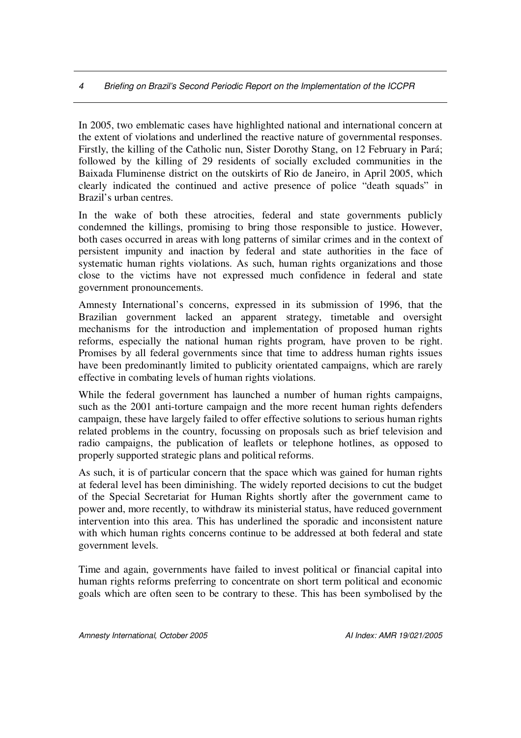In 2005, two emblematic cases have highlighted national and international concern at the extent of violations and underlined the reactive nature of governmental responses. Firstly, the killing of the Catholic nun, Sister Dorothy Stang, on 12 February in Pará; followed by the killing of 29 residents of socially excluded communities in the Baixada Fluminense district on the outskirts of Rio de Janeiro, in April 2005, which clearly indicated the continued and active presence of police "death squads" in Brazil's urban centres.

In the wake of both these atrocities, federal and state governments publicly condemned the killings, promising to bring those responsible to justice. However, both cases occurred in areas with long patterns of similar crimes and in the context of persistent impunity and inaction by federal and state authorities in the face of systematic human rights violations. As such, human rights organizations and those close to the victims have not expressed much confidence in federal and state government pronouncements.

Amnesty International's concerns, expressed in its submission of 1996, that the Brazilian government lacked an apparent strategy, timetable and oversight mechanisms for the introduction and implementation of proposed human rights reforms, especially the national human rights program, have proven to be right. Promises by all federal governments since that time to address human rights issues have been predominantly limited to publicity orientated campaigns, which are rarely effective in combating levels of human rights violations.

While the federal government has launched a number of human rights campaigns, such as the 2001 anti-torture campaign and the more recent human rights defenders campaign, these have largely failed to offer effective solutions to serious human rights related problems in the country, focussing on proposals such as brief television and radio campaigns, the publication of leaflets or telephone hotlines, as opposed to properly supported strategic plans and political reforms.

As such, it is of particular concern that the space which was gained for human rights at federal level has been diminishing. The widely reported decisions to cut the budget of the Special Secretariat for Human Rights shortly after the government came to power and, more recently, to withdraw its ministerial status, have reduced government intervention into this area. This has underlined the sporadic and inconsistent nature with which human rights concerns continue to be addressed at both federal and state government levels.

Time and again, governments have failed to invest political or financial capital into human rights reforms preferring to concentrate on short term political and economic goals which are often seen to be contrary to these. This has been symbolised by the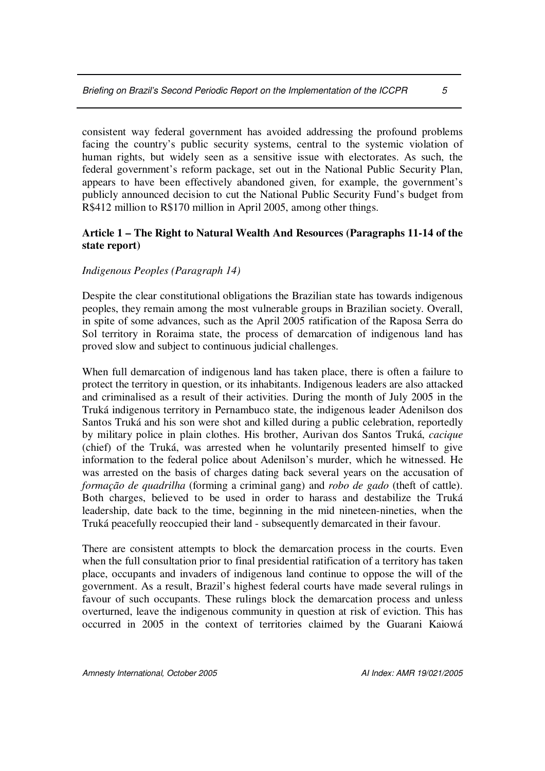consistent way federal government has avoided addressing the profound problems facing the country's public security systems, central to the systemic violation of human rights, but widely seen as a sensitive issue with electorates. As such, the federal government's reform package, set out in the National Public Security Plan, appears to have been effectively abandoned given, for example, the government's publicly announced decision to cut the National Public Security Fund's budget from R$412 million to R$170 million in April 2005, among other things.

## Article 1 – The Right to Natural Wealth And Resources (Paragraphs 11-14 of the state report)

*Indigenous Peoples (Paragraph 14)*

Despite the clear constitutional obligations the Brazilian state has towards indigenous peoples, they remain among the most vulnerable groups in Brazilian society. Overall, in spite of some advances, such as the April 2005 ratification of the Raposa Serra do Sol territory in Roraima state, the process of demarcation of indigenous land has proved slow and subject to continuous judicial challenges.

When full demarcation of indigenous land has taken place, there is often a failure to protect the territory in question, or its inhabitants. Indigenous leaders are also attacked and criminalised as a result of their activities. During the month of July 2005 in the Truká indigenous territory in Pernambuco state, the indigenous leader Adenilson dos Santos Truká and his son were shot and killed during a public celebration, reportedly by military police in plain clothes. His brother, Aurivan dos Santos Truká, *cacique* (chief) of the Truká, was arrested when he voluntarily presented himself to give information to the federal police about Adenilson's murder, which he witnessed. He was arrested on the basis of charges dating back several years on the accusation of *formação de quadrilha* (forming a criminal gang) and *robo de gado* (theft of cattle). Both charges, believed to be used in order to harass and destabilize the Truká leadership, date back to the time, beginning in the mid nineteen-nineties, when the Truká peacefully reoccupied their land - subsequently demarcated in their favour.

There are consistent attempts to block the demarcation process in the courts. Even when the full consultation prior to final presidential ratification of a territory has taken place, occupants and invaders of indigenous land continue to oppose the will of the government. As a result, Brazil's highest federal courts have made several rulings in favour of such occupants. These rulings block the demarcation process and unless overturned, leave the indigenous community in question at risk of eviction. This has occurred in 2005 in the context of territories claimed by the Guarani Kaiowá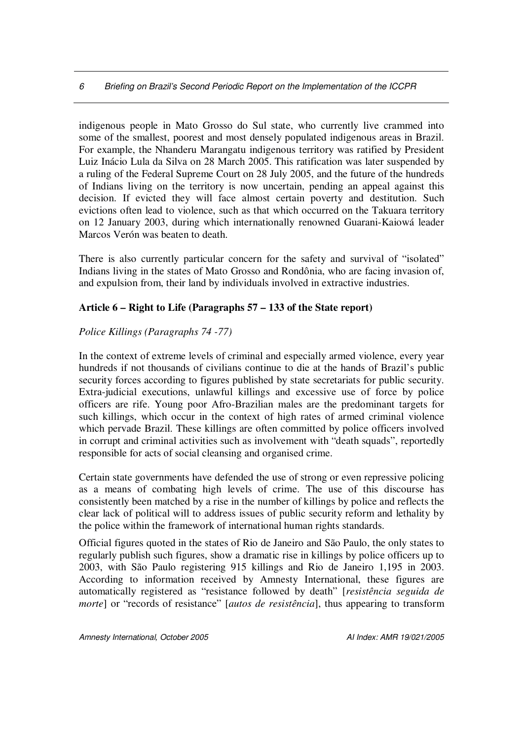indigenous people in Mato Grosso do Sul state, who currently live crammed into some of the smallest, poorest and most densely populated indigenous areas in Brazil. For example, the Nhanderu Marangatu indigenous territory was ratified by President Luiz Inácio Lula da Silva on 28 March 2005. This ratification was later suspended by a ruling of the Federal Supreme Court on 28 July 2005, and the future of the hundreds of Indians living on the territory is now uncertain, pending an appeal against this decision. If evicted they will face almost certain poverty and destitution. Such evictions often lead to violence, such as that which occurred on the Takuara territory on 12 January 2003, during which internationally renowned Guarani-Kaiowá leader Marcos Verón was beaten to death.

There is also currently particular concern for the safety and survival of "isolated" Indians living in the states of Mato Grosso and Rondônia, who are facing invasion of, and expulsion from, their land by individuals involved in extractive industries.

**Article 6 – Right to Life (Paragraphs 57 – 133 of the State report)**

*Police Killings (Paragraphs 74 -77)*

In the context of extreme levels of criminal and especially armed violence, every year hundreds if not thousands of civilians continue to die at the hands of Brazil's public security forces according to figures published by state secretariats for public security. Extra-judicial executions, unlawful killings and excessive use of force by police officers are rife. Young poor Afro-Brazilian males are the predominant targets for such killings, which occur in the context of high rates of armed criminal violence which pervade Brazil. These killings are often committed by police officers involved in corrupt and criminal activities such as involvement with "death squads", reportedly responsible for acts of social cleansing and organised crime.

Certain state governments have defended the use of strong or even repressive policing as a means of combating high levels of crime. The use of this discourse has consistently been matched by a rise in the number of killings by police and reflects the clear lack of political will to address issues of public security reform and lethality by the police within the framework of international human rights standards.

Official figures quoted in the states of Rio de Janeiro and São Paulo, the only states to regularly publish such figures, show a dramatic rise in killings by police officers up to 2003, with São Paulo registering 915 killings and Rio de Janeiro 1,195 in 2003. According to information received by Amnesty International, these figures are automatically registered as "resistance followed by death" [*resistência seguida de morte*] or "records of resistance" [*autos de resistência*], thus appearing to transform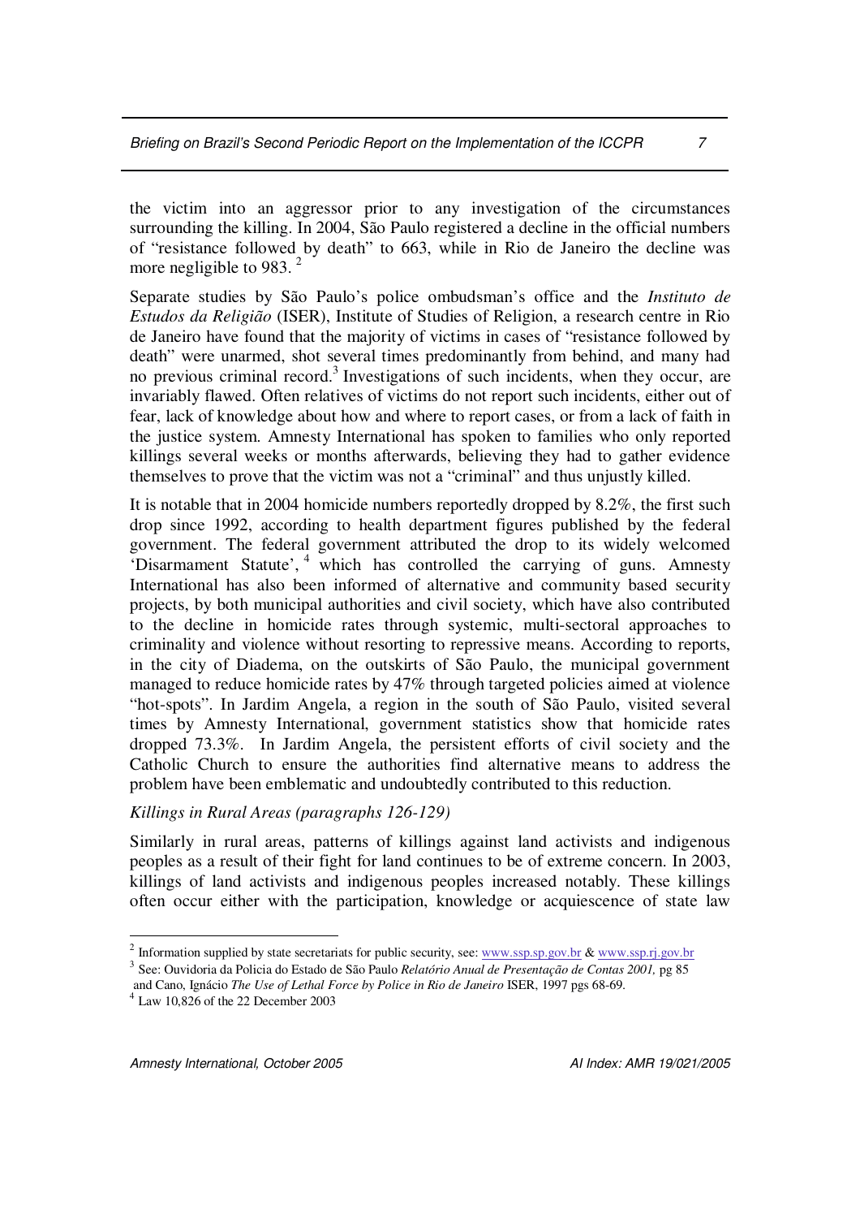the victim into an aggressor prior to any investigation of the circumstances surrounding the killing. In 2004, São Paulo registered a decline in the official numbers of "resistance followed by death" to 663, while in Rio de Janeiro the decline was more negligible to 983. [2]

Separate studies by São Paulo's police ombudsman's office and the *Instituto de Estudos da Religião* (ISER), Institute of Studies of Religion, a research centre in Rio de Janeiro have found that the majority of victims in cases of "resistance followed by death" were unarmed, shot several times predominantly from behind, and many had no previous criminal record.[3] Investigations of such incidents, when they occur, are invariably flawed. Often relatives of victims do not report such incidents, either out of fear, lack of knowledge about how and where to report cases, or from a lack of faith in the justice system. Amnesty International has spoken to families who only reported killings several weeks or months afterwards, believing they had to gather evidence themselves to prove that the victim was not a "criminal" and thus unjustly killed.

It is notable that in 2004 homicide numbers reportedly dropped by 8.2%, the first such drop since 1992, according to health department figures published by the federal government. The federal government attributed the drop to its widely welcomed 'Disarmament Statute', [4] which has controlled the carrying of guns. Amnesty International has also been informed of alternative and community based security projects, by both municipal authorities and civil society, which have also contributed to the decline in homicide rates through systemic, multi-sectoral approaches to criminality and violence without resorting to repressive means. According to reports, in the city of Diadema, on the outskirts of São Paulo, the municipal government managed to reduce homicide rates by 47% through targeted policies aimed at violence "hot-spots". In Jardim Angela, a region in the south of São Paulo, visited several times by Amnesty International, government statistics show that homicide rates dropped 73.3%. In Jardim Angela, the persistent efforts of civil society and the Catholic Church to ensure the authorities find alternative means to address the problem have been emblematic and undoubtedly contributed to this reduction.

*Killings in Rural Areas (paragraphs 126-129)*

Similarly in rural areas, patterns of killings against land activists and indigenous peoples as a result of their fight for land continues to be of extreme concern. In 2003, killings of land activists and indigenous peoples increased notably. These killings often occur either with the participation, knowledge or acquiescence of state law

---

[2] Information supplied by state secretariats for public security, see: www.ssp.sp.gov.br & www.ssp.rj.gov.br

[3] See: Ouvidoria da Policia do Estado de São Paulo *Relatório Anual de Presentação de Contas 2001,* pg 85 and Cano, Ignácio *The Use of Lethal Force by Police in Rio de Janeiro* ISER, 1997 pgs 68-69.

[4] Law 10,826 of the 22 December 2003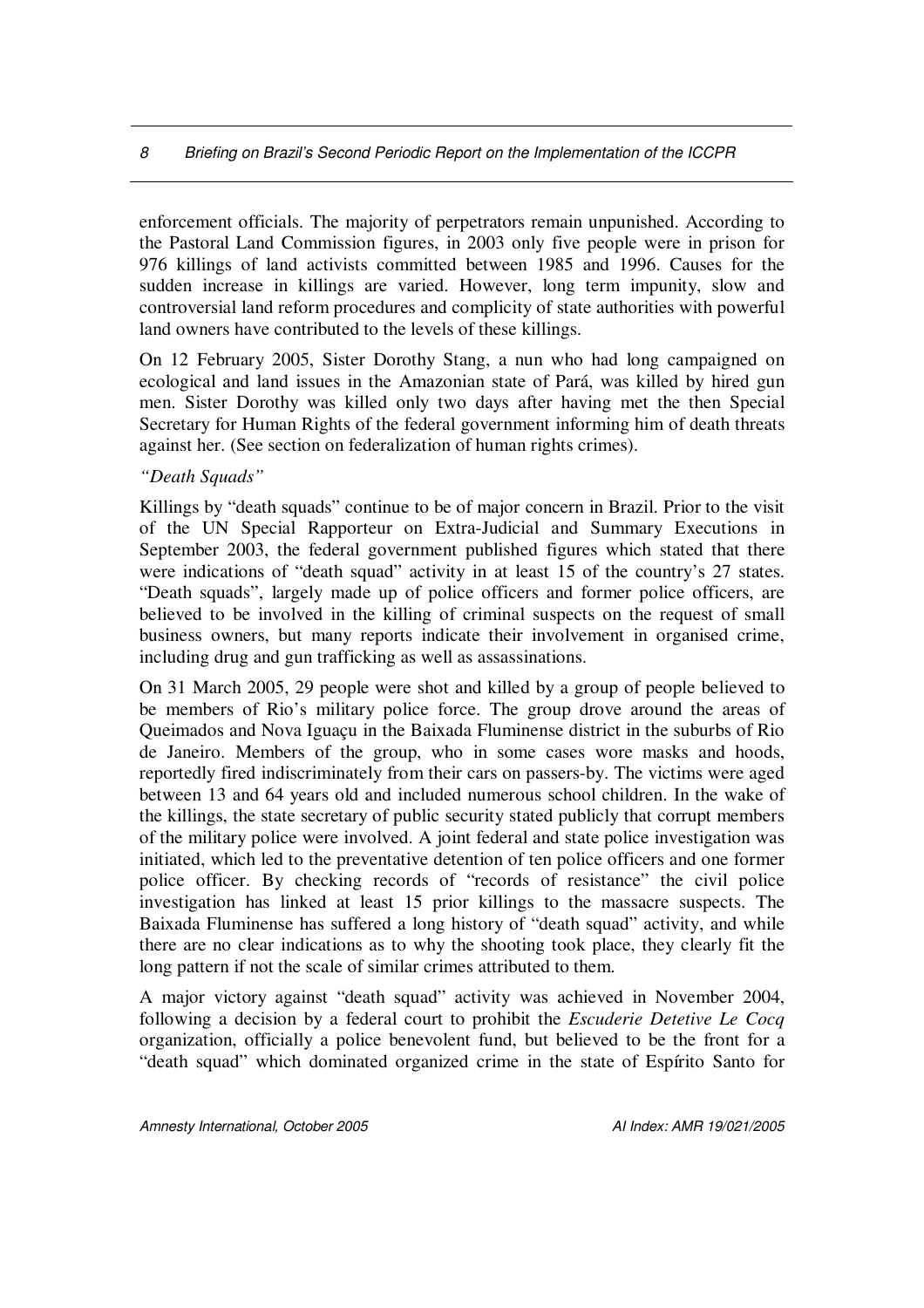enforcement officials. The majority of perpetrators remain unpunished. According to the Pastoral Land Commission figures, in 2003 only five people were in prison for 976 killings of land activists committed between 1985 and 1996. Causes for the sudden increase in killings are varied. However, long term impunity, slow and controversial land reform procedures and complicity of state authorities with powerful land owners have contributed to the levels of these killings.

On 12 February 2005, Sister Dorothy Stang, a nun who had long campaigned on ecological and land issues in the Amazonian state of Pará, was killed by hired gun men. Sister Dorothy was killed only two days after having met the then Special Secretary for Human Rights of the federal government informing him of death threats against her. (See section on federalization of human rights crimes).

*"Death Squads"*

Killings by "death squads" continue to be of major concern in Brazil. Prior to the visit of the UN Special Rapporteur on Extra-Judicial and Summary Executions in September 2003, the federal government published figures which stated that there were indications of "death squad" activity in at least 15 of the country's 27 states. "Death squads", largely made up of police officers and former police officers, are believed to be involved in the killing of criminal suspects on the request of small business owners, but many reports indicate their involvement in organised crime, including drug and gun trafficking as well as assassinations.

On 31 March 2005, 29 people were shot and killed by a group of people believed to be members of Rio's military police force. The group drove around the areas of Queimados and Nova Iguaçu in the Baixada Fluminense district in the suburbs of Rio de Janeiro. Members of the group, who in some cases wore masks and hoods, reportedly fired indiscriminately from their cars on passers-by. The victims were aged between 13 and 64 years old and included numerous school children. In the wake of the killings, the state secretary of public security stated publicly that corrupt members of the military police were involved. A joint federal and state police investigation was initiated, which led to the preventative detention of ten police officers and one former police officer. By checking records of "records of resistance" the civil police investigation has linked at least 15 prior killings to the massacre suspects. The Baixada Fluminense has suffered a long history of "death squad" activity, and while there are no clear indications as to why the shooting took place, they clearly fit the long pattern if not the scale of similar crimes attributed to them.

A major victory against "death squad" activity was achieved in November 2004, following a decision by a federal court to prohibit the *Escuderie Detetive Le Cocq* organization, officially a police benevolent fund, but believed to be the front for a "death squad" which dominated organized crime in the state of Espírito Santo for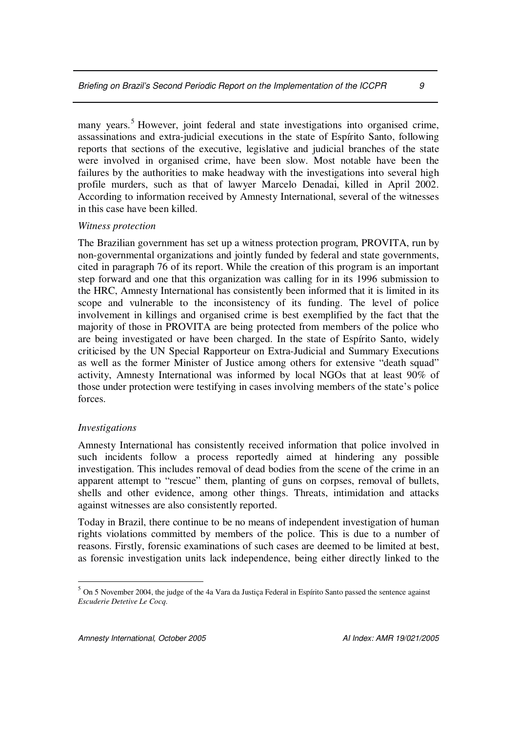many years.[5] However, joint federal and state investigations into organised crime, assassinations and extra-judicial executions in the state of Espírito Santo, following reports that sections of the executive, legislative and judicial branches of the state were involved in organised crime, have been slow. Most notable have been the failures by the authorities to make headway with the investigations into several high profile murders, such as that of lawyer Marcelo Denadai, killed in April 2002. According to information received by Amnesty International, several of the witnesses in this case have been killed.

*Witness protection*

The Brazilian government has set up a witness protection program, PROVITA, run by non-governmental organizations and jointly funded by federal and state governments, cited in paragraph 76 of its report. While the creation of this program is an important step forward and one that this organization was calling for in its 1996 submission to the HRC, Amnesty International has consistently been informed that it is limited in its scope and vulnerable to the inconsistency of its funding. The level of police involvement in killings and organised crime is best exemplified by the fact that the majority of those in PROVITA are being protected from members of the police who are being investigated or have been charged. In the state of Espírito Santo, widely criticised by the UN Special Rapporteur on Extra-Judicial and Summary Executions as well as the former Minister of Justice among others for extensive "death squad" activity, Amnesty International was informed by local NGOs that at least 90% of those under protection were testifying in cases involving members of the state's police forces.

*Investigations*

Amnesty International has consistently received information that police involved in such incidents follow a process reportedly aimed at hindering any possible investigation. This includes removal of dead bodies from the scene of the crime in an apparent attempt to "rescue" them, planting of guns on corpses, removal of bullets, shells and other evidence, among other things. Threats, intimidation and attacks against witnesses are also consistently reported.

Today in Brazil, there continue to be no means of independent investigation of human rights violations committed by members of the police. This is due to a number of reasons. Firstly, forensic examinations of such cases are deemed to be limited at best, as forensic investigation units lack independence, being either directly linked to the

---

[5] On 5 November 2004, the judge of the 4a Vara da Justiça Federal in Espírito Santo passed the sentence against *Escuderie Detetive Le Cocq*.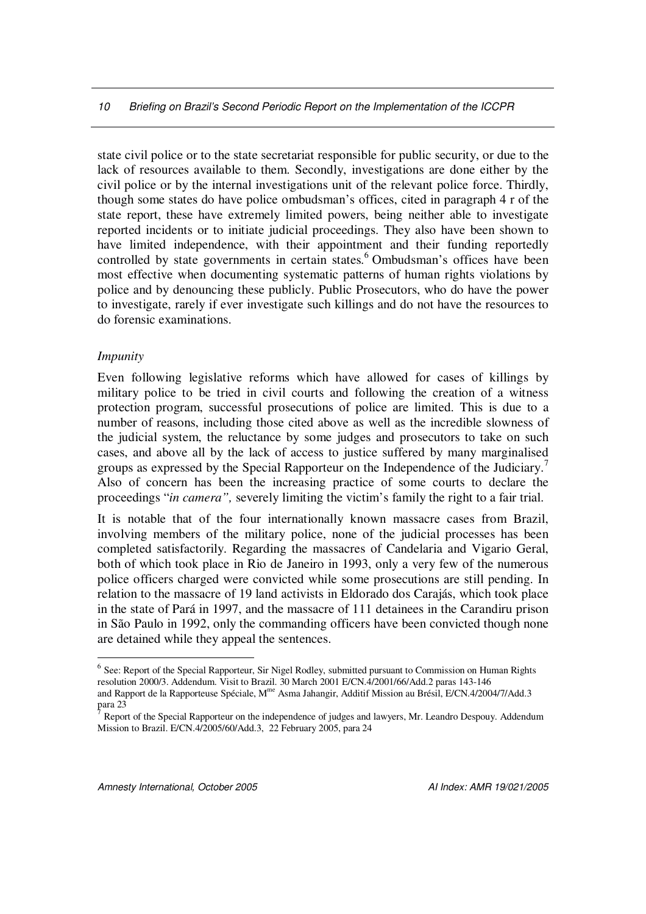state civil police or to the state secretariat responsible for public security, or due to the lack of resources available to them. Secondly, investigations are done either by the civil police or by the internal investigations unit of the relevant police force. Thirdly, though some states do have police ombudsman's offices, cited in paragraph 4 r of the state report, these have extremely limited powers, being neither able to investigate reported incidents or to initiate judicial proceedings. They also have been shown to have limited independence, with their appointment and their funding reportedly controlled by state governments in certain states.[6] Ombudsman's offices have been most effective when documenting systematic patterns of human rights violations by police and by denouncing these publicly. Public Prosecutors, who do have the power to investigate, rarely if ever investigate such killings and do not have the resources to do forensic examinations.

*Impunity*

Even following legislative reforms which have allowed for cases of killings by military police to be tried in civil courts and following the creation of a witness protection program, successful prosecutions of police are limited. This is due to a number of reasons, including those cited above as well as the incredible slowness of the judicial system, the reluctance by some judges and prosecutors to take on such cases, and above all by the lack of access to justice suffered by many marginalised groups as expressed by the Special Rapporteur on the Independence of the Judiciary.[7] Also of concern has been the increasing practice of some courts to declare the proceedings "*in camera",* severely limiting the victim's family the right to a fair trial.

It is notable that of the four internationally known massacre cases from Brazil, involving members of the military police, none of the judicial processes has been completed satisfactorily. Regarding the massacres of Candelaria and Vigario Geral, both of which took place in Rio de Janeiro in 1993, only a very few of the numerous police officers charged were convicted while some prosecutions are still pending. In relation to the massacre of 19 land activists in Eldorado dos Carajás, which took place in the state of Pará in 1997, and the massacre of 111 detainees in the Carandiru prison in São Paulo in 1992, only the commanding officers have been convicted though none are detained while they appeal the sentences.

---

[6] See: Report of the Special Rapporteur, Sir Nigel Rodley, submitted pursuant to Commission on Human Rights resolution 2000/3. Addendum. Visit to Brazil. 30 March 2001 E/CN.4/2001/66/Add.2 paras 143-146 and Rapport de la Rapporteuse Spéciale, Mme Asma Jahangir, Additif Mission au Brésil, E/CN.4/2004/7/Add.3 para 23

[7] Report of the Special Rapporteur on the independence of judges and lawyers, Mr. Leandro Despouy. Addendum Mission to Brazil. E/CN.4/2005/60/Add.3, 22 February 2005, para 24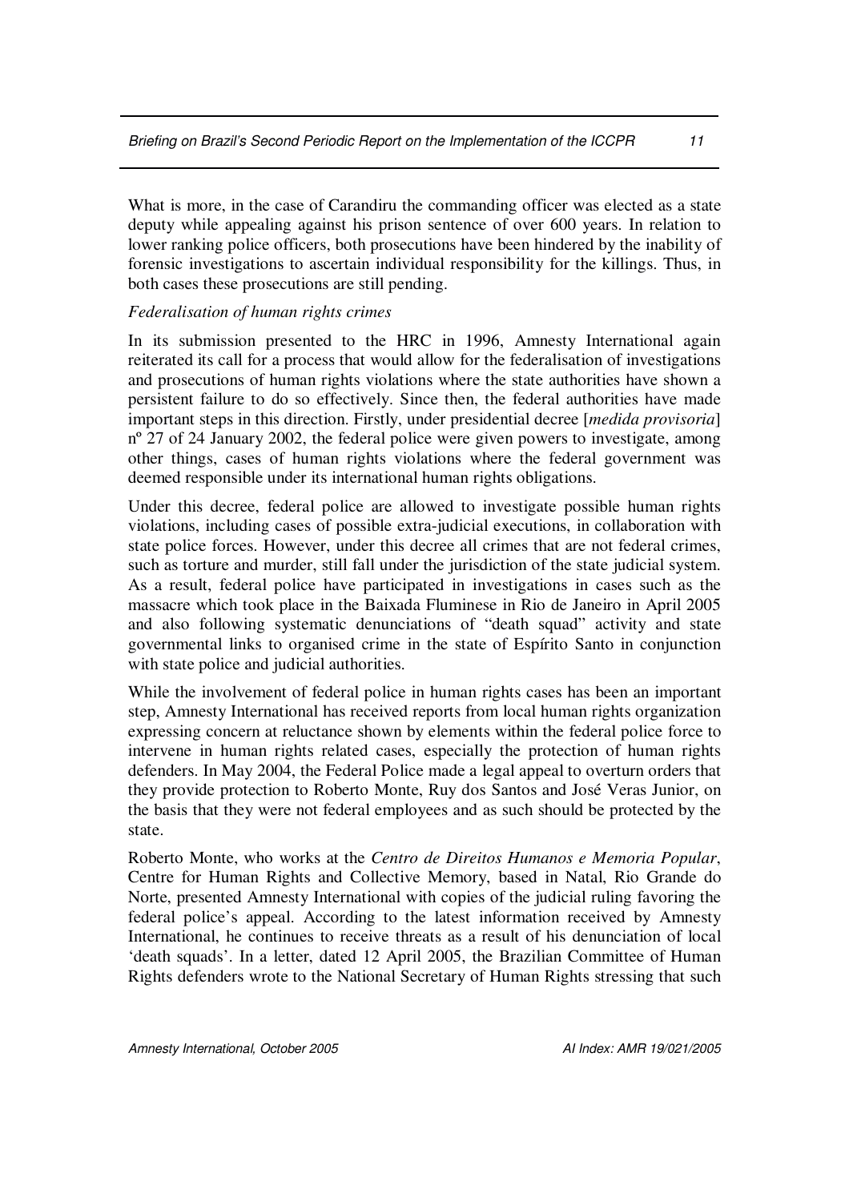What is more, in the case of Carandiru the commanding officer was elected as a state deputy while appealing against his prison sentence of over 600 years. In relation to lower ranking police officers, both prosecutions have been hindered by the inability of forensic investigations to ascertain individual responsibility for the killings. Thus, in both cases these prosecutions are still pending.

*Federalisation of human rights crimes*

In its submission presented to the HRC in 1996, Amnesty International again reiterated its call for a process that would allow for the federalisation of investigations and prosecutions of human rights violations where the state authorities have shown a persistent failure to do so effectively. Since then, the federal authorities have made important steps in this direction. Firstly, under presidential decree [*medida provisoria*] nº 27 of 24 January 2002, the federal police were given powers to investigate, among other things, cases of human rights violations where the federal government was deemed responsible under its international human rights obligations.

Under this decree, federal police are allowed to investigate possible human rights violations, including cases of possible extra-judicial executions, in collaboration with state police forces. However, under this decree all crimes that are not federal crimes, such as torture and murder, still fall under the jurisdiction of the state judicial system. As a result, federal police have participated in investigations in cases such as the massacre which took place in the Baixada Fluminese in Rio de Janeiro in April 2005 and also following systematic denunciations of "death squad" activity and state governmental links to organised crime in the state of Espírito Santo in conjunction with state police and judicial authorities.

While the involvement of federal police in human rights cases has been an important step, Amnesty International has received reports from local human rights organization expressing concern at reluctance shown by elements within the federal police force to intervene in human rights related cases, especially the protection of human rights defenders. In May 2004, the Federal Police made a legal appeal to overturn orders that they provide protection to Roberto Monte, Ruy dos Santos and José Veras Junior, on the basis that they were not federal employees and as such should be protected by the state.

Roberto Monte, who works at the *Centro de Direitos Humanos e Memoria Popular*, Centre for Human Rights and Collective Memory, based in Natal, Rio Grande do Norte, presented Amnesty International with copies of the judicial ruling favoring the federal police's appeal. According to the latest information received by Amnesty International, he continues to receive threats as a result of his denunciation of local 'death squads'. In a letter, dated 12 April 2005, the Brazilian Committee of Human Rights defenders wrote to the National Secretary of Human Rights stressing that such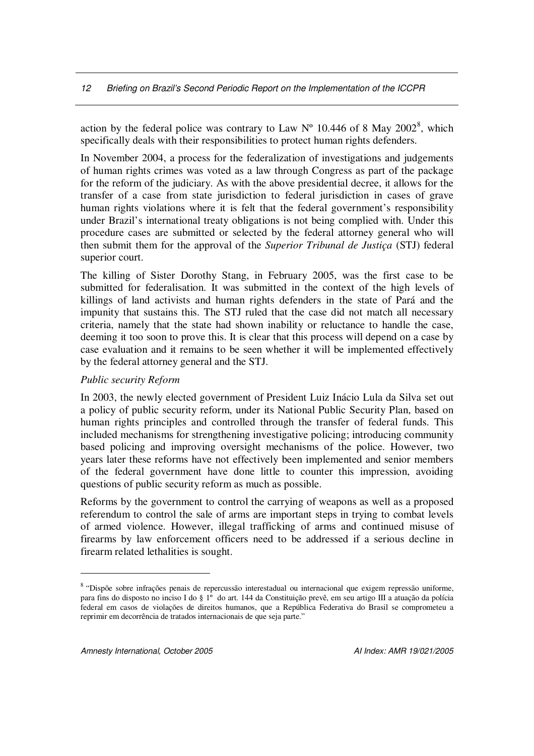action by the federal police was contrary to Law Nº 10.446 of 8 May 2002[8], which specifically deals with their responsibilities to protect human rights defenders.

In November 2004, a process for the federalization of investigations and judgements of human rights crimes was voted as a law through Congress as part of the package for the reform of the judiciary. As with the above presidential decree, it allows for the transfer of a case from state jurisdiction to federal jurisdiction in cases of grave human rights violations where it is felt that the federal government's responsibility under Brazil's international treaty obligations is not being complied with. Under this procedure cases are submitted or selected by the federal attorney general who will then submit them for the approval of the *Superior Tribunal de Justiça* (STJ) federal superior court.

The killing of Sister Dorothy Stang, in February 2005, was the first case to be submitted for federalisation. It was submitted in the context of the high levels of killings of land activists and human rights defenders in the state of Pará and the impunity that sustains this. The STJ ruled that the case did not match all necessary criteria, namely that the state had shown inability or reluctance to handle the case, deeming it too soon to prove this. It is clear that this process will depend on a case by case evaluation and it remains to be seen whether it will be implemented effectively by the federal attorney general and the STJ.

*Public security Reform*

In 2003, the newly elected government of President Luiz Inácio Lula da Silva set out a policy of public security reform, under its National Public Security Plan, based on human rights principles and controlled through the transfer of federal funds. This included mechanisms for strengthening investigative policing; introducing community based policing and improving oversight mechanisms of the police. However, two years later these reforms have not effectively been implemented and senior members of the federal government have done little to counter this impression, avoiding questions of public security reform as much as possible.

Reforms by the government to control the carrying of weapons as well as a proposed referendum to control the sale of arms are important steps in trying to combat levels of armed violence. However, illegal trafficking of arms and continued misuse of firearms by law enforcement officers need to be addressed if a serious decline in firearm related lethalities is sought.

---

[8] "Dispõe sobre infrações penais de repercussão interestadual ou internacional que exigem repressão uniforme, para fins do disposto no inciso I do § 1º do art. 144 da Constituição prevê, em seu artigo III a atuação da polícia federal em casos de violações de direitos humanos, que a República Federativa do Brasil se comprometeu a reprimir em decorrência de tratados internacionais de que seja parte."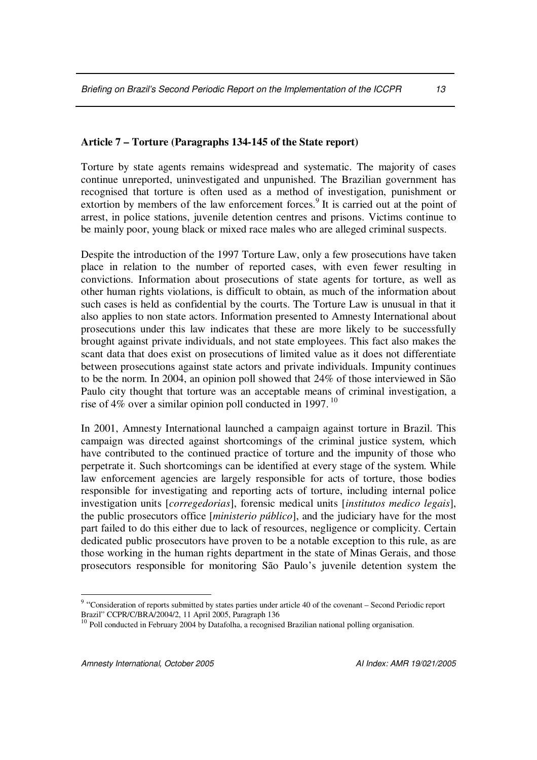**Article 7 – Torture (Paragraphs 134-145 of the State report)**

Torture by state agents remains widespread and systematic. The majority of cases continue unreported, uninvestigated and unpunished. The Brazilian government has recognised that torture is often used as a method of investigation, punishment or extortion by members of the law enforcement forces.[9] It is carried out at the point of arrest, in police stations, juvenile detention centres and prisons. Victims continue to be mainly poor, young black or mixed race males who are alleged criminal suspects.

Despite the introduction of the 1997 Torture Law, only a few prosecutions have taken place in relation to the number of reported cases, with even fewer resulting in convictions. Information about prosecutions of state agents for torture, as well as other human rights violations, is difficult to obtain, as much of the information about such cases is held as confidential by the courts. The Torture Law is unusual in that it also applies to non state actors. Information presented to Amnesty International about prosecutions under this law indicates that these are more likely to be successfully brought against private individuals, and not state employees. This fact also makes the scant data that does exist on prosecutions of limited value as it does not differentiate between prosecutions against state actors and private individuals. Impunity continues to be the norm. In 2004, an opinion poll showed that 24% of those interviewed in São Paulo city thought that torture was an acceptable means of criminal investigation, a rise of 4% over a similar opinion poll conducted in 1997.[10]

In 2001, Amnesty International launched a campaign against torture in Brazil. This campaign was directed against shortcomings of the criminal justice system, which have contributed to the continued practice of torture and the impunity of those who perpetrate it. Such shortcomings can be identified at every stage of the system. While law enforcement agencies are largely responsible for acts of torture, those bodies responsible for investigating and reporting acts of torture, including internal police investigation units [*corregedorias*], forensic medical units [*institutos medico legais*], the public prosecutors office [*ministerio público*], and the judiciary have for the most part failed to do this either due to lack of resources, negligence or complicity. Certain dedicated public prosecutors have proven to be a notable exception to this rule, as are those working in the human rights department in the state of Minas Gerais, and those prosecutors responsible for monitoring São Paulo's juvenile detention system the

---

[9] "Consideration of reports submitted by states parties under article 40 of the covenant – Second Periodic report Brazil" CCPR/C/BRA/2004/2, 11 April 2005, Paragraph 136

[10] Poll conducted in February 2004 by Datafolha, a recognised Brazilian national polling organisation.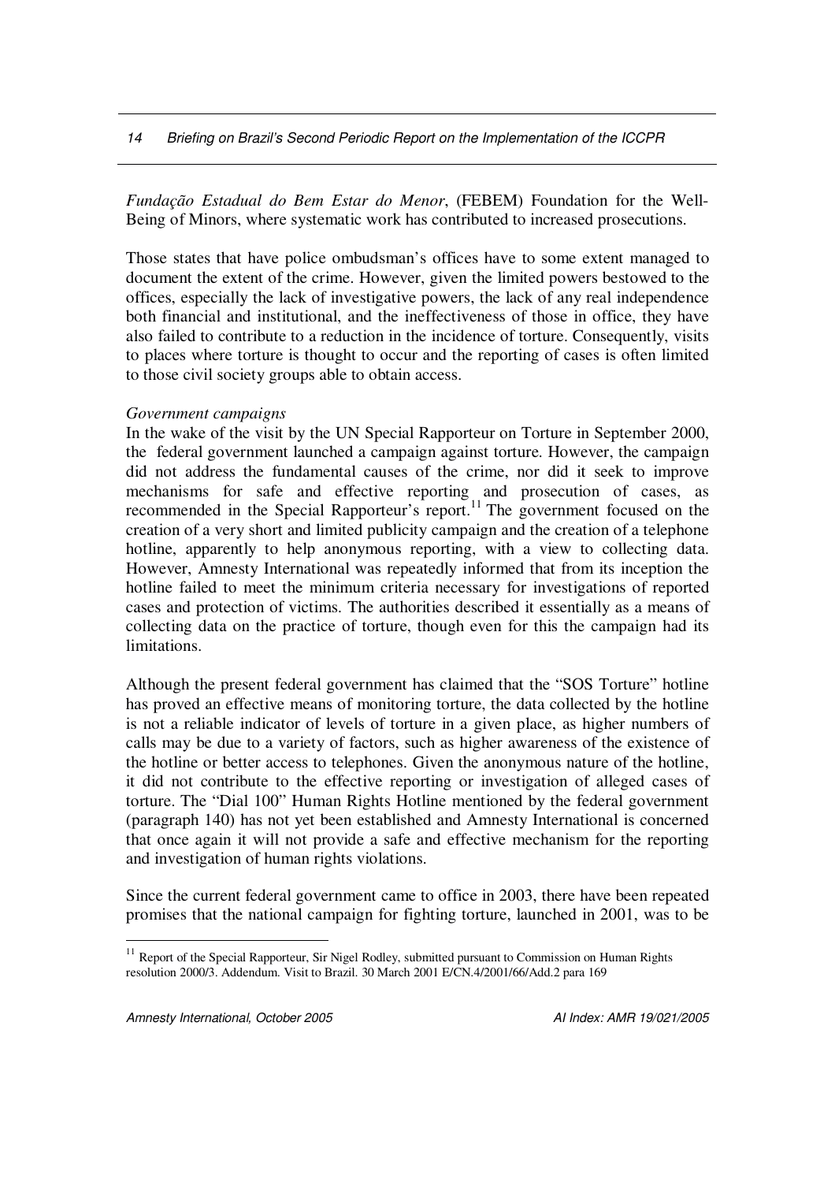*Fundação Estadual do Bem Estar do Menor*, (FEBEM) Foundation for the Well-Being of Minors, where systematic work has contributed to increased prosecutions.

Those states that have police ombudsman's offices have to some extent managed to document the extent of the crime. However, given the limited powers bestowed to the offices, especially the lack of investigative powers, the lack of any real independence both financial and institutional, and the ineffectiveness of those in office, they have also failed to contribute to a reduction in the incidence of torture. Consequently, visits to places where torture is thought to occur and the reporting of cases is often limited to those civil society groups able to obtain access.

*Government campaigns*

In the wake of the visit by the UN Special Rapporteur on Torture in September 2000, the federal government launched a campaign against torture. However, the campaign did not address the fundamental causes of the crime, nor did it seek to improve mechanisms for safe and effective reporting and prosecution of cases, as recommended in the Special Rapporteur's report.[11] The government focused on the creation of a very short and limited publicity campaign and the creation of a telephone hotline, apparently to help anonymous reporting, with a view to collecting data. However, Amnesty International was repeatedly informed that from its inception the hotline failed to meet the minimum criteria necessary for investigations of reported cases and protection of victims. The authorities described it essentially as a means of collecting data on the practice of torture, though even for this the campaign had its limitations.

Although the present federal government has claimed that the "SOS Torture" hotline has proved an effective means of monitoring torture, the data collected by the hotline is not a reliable indicator of levels of torture in a given place, as higher numbers of calls may be due to a variety of factors, such as higher awareness of the existence of the hotline or better access to telephones. Given the anonymous nature of the hotline, it did not contribute to the effective reporting or investigation of alleged cases of torture. The "Dial 100" Human Rights Hotline mentioned by the federal government (paragraph 140) has not yet been established and Amnesty International is concerned that once again it will not provide a safe and effective mechanism for the reporting and investigation of human rights violations.

Since the current federal government came to office in 2003, there have been repeated promises that the national campaign for fighting torture, launched in 2001, was to be

[11] Report of the Special Rapporteur, Sir Nigel Rodley, submitted pursuant to Commission on Human Rights resolution 2000/3. Addendum. Visit to Brazil. 30 March 2001 E/CN.4/2001/66/Add.2 para 169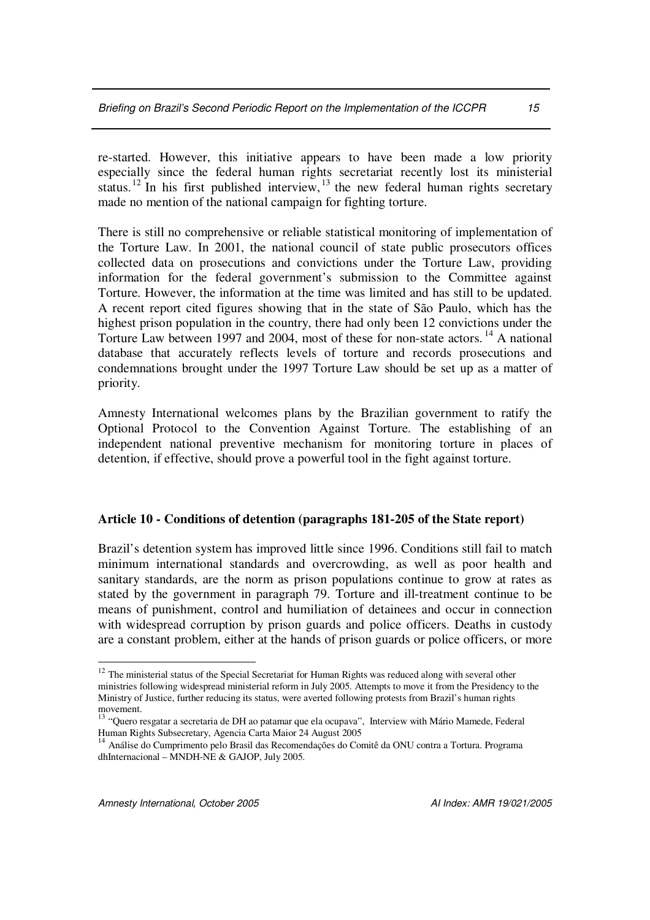re-started. However, this initiative appears to have been made a low priority especially since the federal human rights secretariat recently lost its ministerial status.[12] In his first published interview,[13] the new federal human rights secretary made no mention of the national campaign for fighting torture.

There is still no comprehensive or reliable statistical monitoring of implementation of the Torture Law. In 2001, the national council of state public prosecutors offices collected data on prosecutions and convictions under the Torture Law, providing information for the federal government's submission to the Committee against Torture. However, the information at the time was limited and has still to be updated. A recent report cited figures showing that in the state of São Paulo, which has the highest prison population in the country, there had only been 12 convictions under the Torture Law between 1997 and 2004, most of these for non-state actors.[14] A national database that accurately reflects levels of torture and records prosecutions and condemnations brought under the 1997 Torture Law should be set up as a matter of priority.

Amnesty International welcomes plans by the Brazilian government to ratify the Optional Protocol to the Convention Against Torture. The establishing of an independent national preventive mechanism for monitoring torture in places of detention, if effective, should prove a powerful tool in the fight against torture.

**Article 10 - Conditions of detention (paragraphs 181-205 of the State report)**

Brazil's detention system has improved little since 1996. Conditions still fail to match minimum international standards and overcrowding, as well as poor health and sanitary standards, are the norm as prison populations continue to grow at rates as stated by the government in paragraph 79. Torture and ill-treatment continue to be means of punishment, control and humiliation of detainees and occur in connection with widespread corruption by prison guards and police officers. Deaths in custody are a constant problem, either at the hands of prison guards or police officers, or more

---

[12] The ministerial status of the Special Secretariat for Human Rights was reduced along with several other ministries following widespread ministerial reform in July 2005. Attempts to move it from the Presidency to the Ministry of Justice, further reducing its status, were averted following protests from Brazil's human rights movement.

[13] "Quero resgatar a secretaria de DH ao patamar que ela ocupava", Interview with Mário Mamede, Federal Human Rights Subsecretary, Agencia Carta Maior 24 August 2005

[14] Análise do Cumprimento pelo Brasil das Recomendações do Comitê da ONU contra a Tortura. Programa dhInternacional – MNDH-NE & GAJOP, July 2005.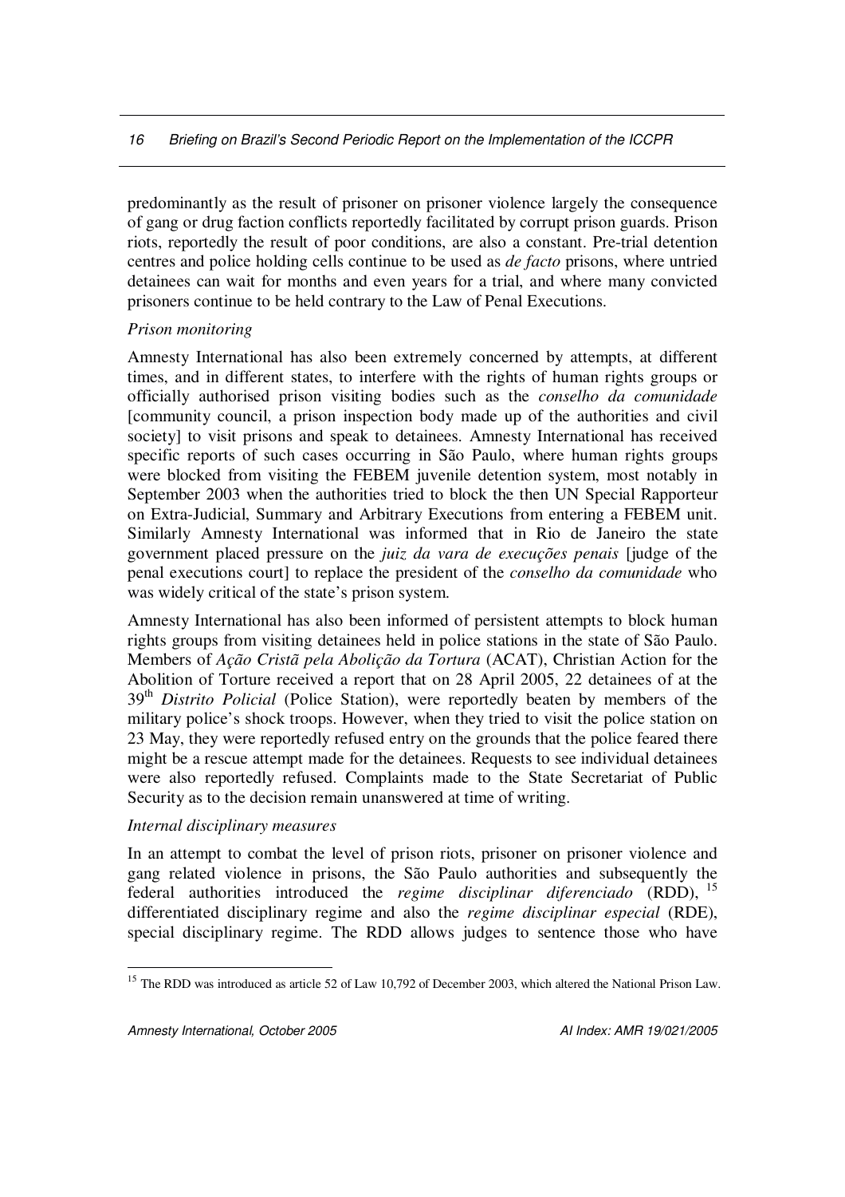predominantly as the result of prisoner on prisoner violence largely the consequence of gang or drug faction conflicts reportedly facilitated by corrupt prison guards. Prison riots, reportedly the result of poor conditions, are also a constant. Pre-trial detention centres and police holding cells continue to be used as *de facto* prisons, where untried detainees can wait for months and even years for a trial, and where many convicted prisoners continue to be held contrary to the Law of Penal Executions.

*Prison monitoring*

Amnesty International has also been extremely concerned by attempts, at different times, and in different states, to interfere with the rights of human rights groups or officially authorised prison visiting bodies such as the *conselho da comunidade* [community council, a prison inspection body made up of the authorities and civil society] to visit prisons and speak to detainees. Amnesty International has received specific reports of such cases occurring in São Paulo, where human rights groups were blocked from visiting the FEBEM juvenile detention system, most notably in September 2003 when the authorities tried to block the then UN Special Rapporteur on Extra-Judicial, Summary and Arbitrary Executions from entering a FEBEM unit. Similarly Amnesty International was informed that in Rio de Janeiro the state government placed pressure on the *juiz da vara de execuções penais* [judge of the penal executions court] to replace the president of the *conselho da comunidade* who was widely critical of the state's prison system.

Amnesty International has also been informed of persistent attempts to block human rights groups from visiting detainees held in police stations in the state of São Paulo. Members of *Ação Cristã pela Abolição da Tortura* (ACAT), Christian Action for the Abolition of Torture received a report that on 28 April 2005, 22 detainees of at the 39th *Distrito Policial* (Police Station), were reportedly beaten by members of the military police's shock troops. However, when they tried to visit the police station on 23 May, they were reportedly refused entry on the grounds that the police feared there might be a rescue attempt made for the detainees. Requests to see individual detainees were also reportedly refused. Complaints made to the State Secretariat of Public Security as to the decision remain unanswered at time of writing.

*Internal disciplinary measures*

In an attempt to combat the level of prison riots, prisoner on prisoner violence and gang related violence in prisons, the São Paulo authorities and subsequently the federal authorities introduced the *regime disciplinar diferenciado* (RDD), [15] differentiated disciplinary regime and also the *regime disciplinar especial* (RDE), special disciplinary regime. The RDD allows judges to sentence those who have

[15] The RDD was introduced as article 52 of Law 10,792 of December 2003, which altered the National Prison Law.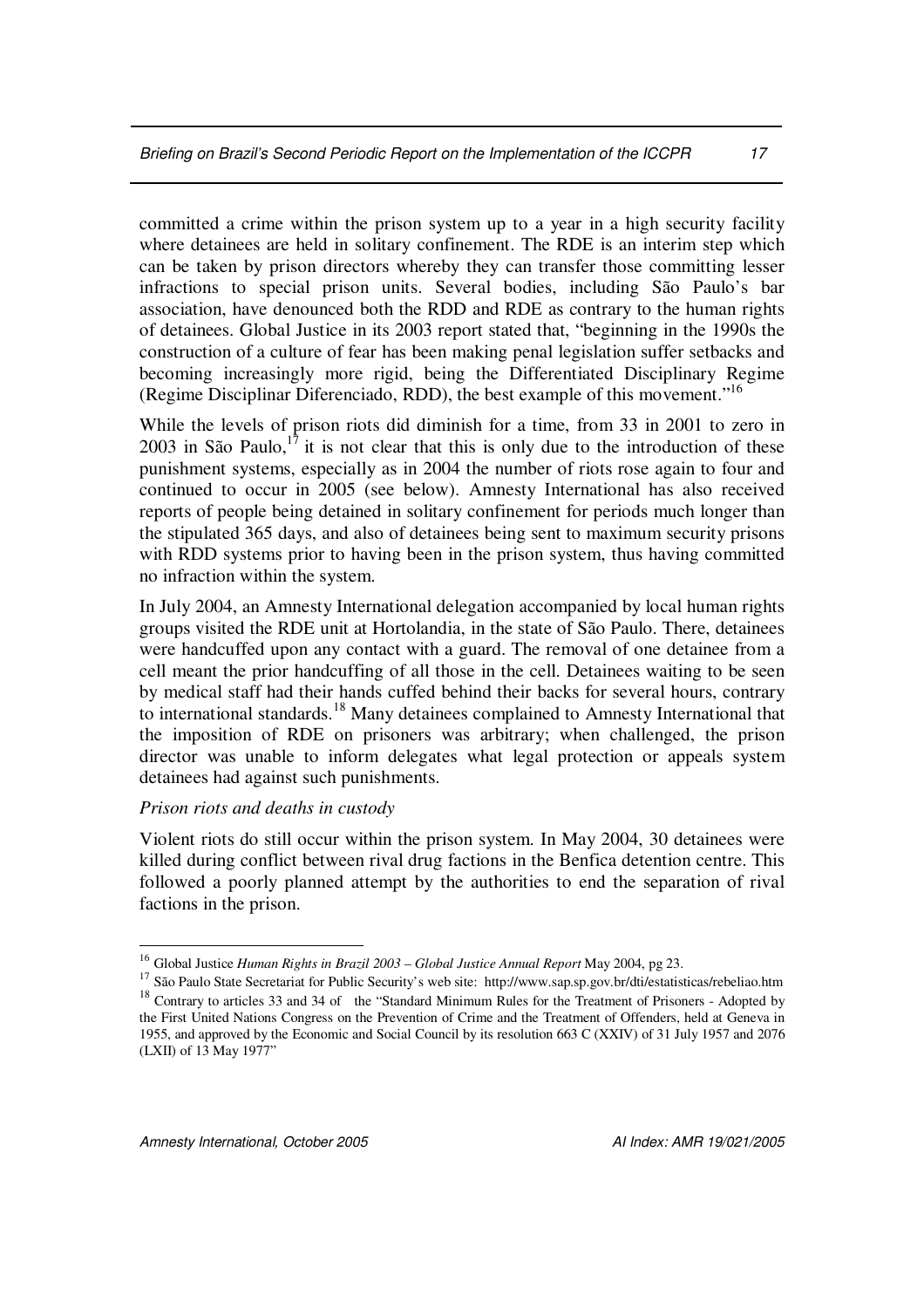committed a crime within the prison system up to a year in a high security facility where detainees are held in solitary confinement. The RDE is an interim step which can be taken by prison directors whereby they can transfer those committing lesser infractions to special prison units. Several bodies, including São Paulo's bar association, have denounced both the RDD and RDE as contrary to the human rights of detainees. Global Justice in its 2003 report stated that, "beginning in the 1990s the construction of a culture of fear has been making penal legislation suffer setbacks and becoming increasingly more rigid, being the Differentiated Disciplinary Regime (Regime Disciplinar Diferenciado, RDD), the best example of this movement."[16]

While the levels of prison riots did diminish for a time, from 33 in 2001 to zero in 2003 in São Paulo,[17] it is not clear that this is only due to the introduction of these punishment systems, especially as in 2004 the number of riots rose again to four and continued to occur in 2005 (see below). Amnesty International has also received reports of people being detained in solitary confinement for periods much longer than the stipulated 365 days, and also of detainees being sent to maximum security prisons with RDD systems prior to having been in the prison system, thus having committed no infraction within the system.

In July 2004, an Amnesty International delegation accompanied by local human rights groups visited the RDE unit at Hortolandia, in the state of São Paulo. There, detainees were handcuffed upon any contact with a guard. The removal of one detainee from a cell meant the prior handcuffing of all those in the cell. Detainees waiting to be seen by medical staff had their hands cuffed behind their backs for several hours, contrary to international standards.[18] Many detainees complained to Amnesty International that the imposition of RDE on prisoners was arbitrary; when challenged, the prison director was unable to inform delegates what legal protection or appeals system detainees had against such punishments.

*Prison riots and deaths in custody*

Violent riots do still occur within the prison system. In May 2004, 30 detainees were killed during conflict between rival drug factions in the Benfica detention centre. This followed a poorly planned attempt by the authorities to end the separation of rival factions in the prison.

---

[16] Global Justice *Human Rights in Brazil 2003 – Global Justice Annual Report* May 2004, pg 23.

[17] São Paulo State Secretariat for Public Security's web site: http://www.sap.sp.gov.br/dti/estatisticas/rebeliao.htm

[18] Contrary to articles 33 and 34 of the "Standard Minimum Rules for the Treatment of Prisoners - Adopted by the First United Nations Congress on the Prevention of Crime and the Treatment of Offenders, held at Geneva in 1955, and approved by the Economic and Social Council by its resolution 663 C (XXIV) of 31 July 1957 and 2076 (LXII) of 13 May 1977"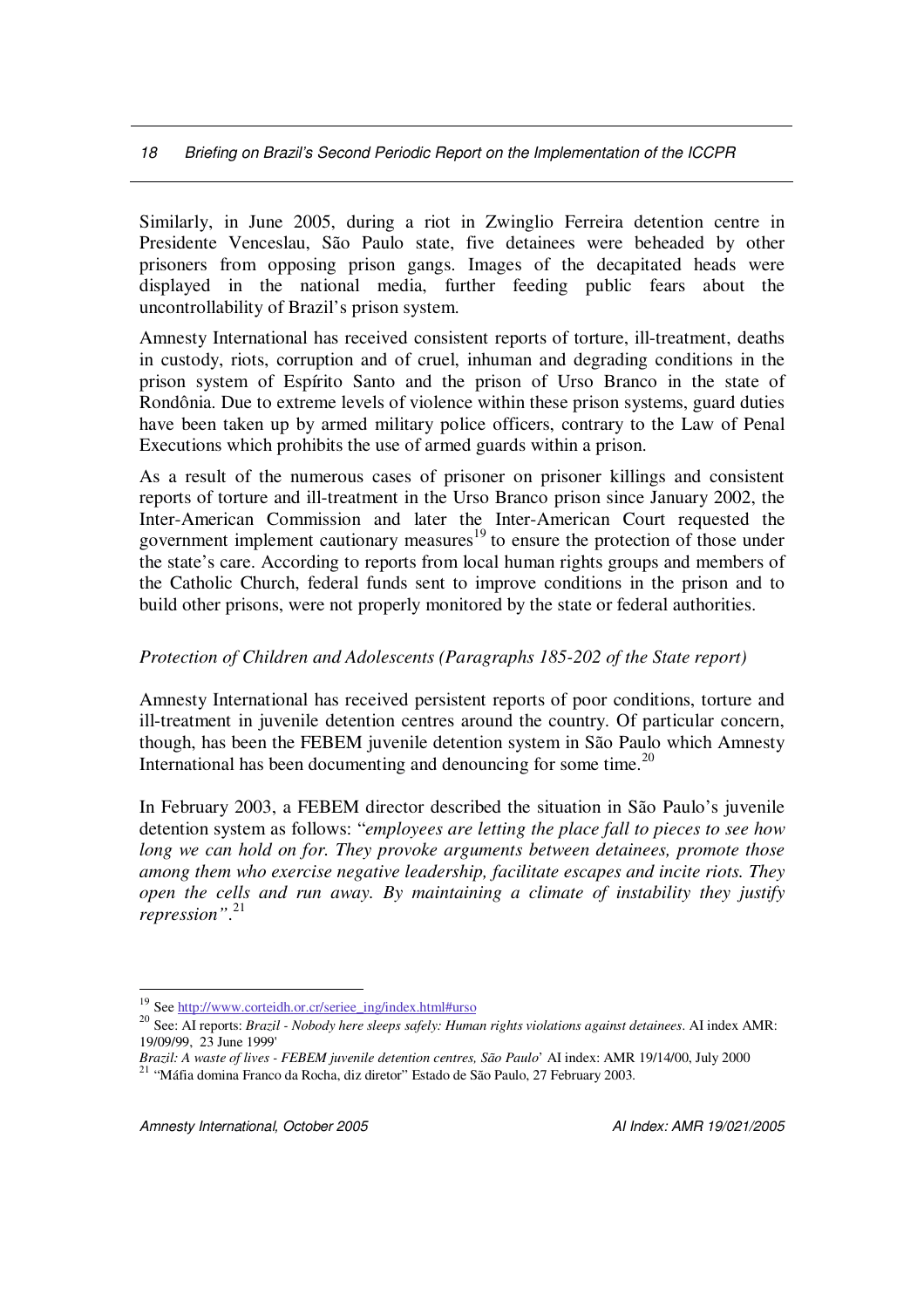Similarly, in June 2005, during a riot in Zwinglio Ferreira detention centre in Presidente Venceslau, São Paulo state, five detainees were beheaded by other prisoners from opposing prison gangs. Images of the decapitated heads were displayed in the national media, further feeding public fears about the uncontrollability of Brazil's prison system.

Amnesty International has received consistent reports of torture, ill-treatment, deaths in custody, riots, corruption and of cruel, inhuman and degrading conditions in the prison system of Espírito Santo and the prison of Urso Branco in the state of Rondônia. Due to extreme levels of violence within these prison systems, guard duties have been taken up by armed military police officers, contrary to the Law of Penal Executions which prohibits the use of armed guards within a prison.

As a result of the numerous cases of prisoner on prisoner killings and consistent reports of torture and ill-treatment in the Urso Branco prison since January 2002, the Inter-American Commission and later the Inter-American Court requested the government implement cautionary measures[19] to ensure the protection of those under the state's care. According to reports from local human rights groups and members of the Catholic Church, federal funds sent to improve conditions in the prison and to build other prisons, were not properly monitored by the state or federal authorities.

*Protection of Children and Adolescents (Paragraphs 185-202 of the State report)*

Amnesty International has received persistent reports of poor conditions, torture and ill-treatment in juvenile detention centres around the country. Of particular concern, though, has been the FEBEM juvenile detention system in São Paulo which Amnesty International has been documenting and denouncing for some time.[20]

In February 2003, a FEBEM director described the situation in São Paulo's juvenile detention system as follows: "*employees are letting the place fall to pieces to see how long we can hold on for. They provoke arguments between detainees, promote those among them who exercise negative leadership, facilitate escapes and incite riots. They open the cells and run away. By maintaining a climate of instability they justify repression"*.[21]

---

[19] See http://www.corteidh.or.cr/seriee_ing/index.html#urso

[20] See: AI reports: *Brazil - Nobody here sleeps safely: Human rights violations against detainees*. AI index AMR: 19/09/99, 23 June 1999'
*Brazil: A waste of lives - FEBEM juvenile detention centres, São Paulo*' AI index: AMR 19/14/00, July 2000

[21] "Máfia domina Franco da Rocha, diz diretor" Estado de São Paulo, 27 February 2003.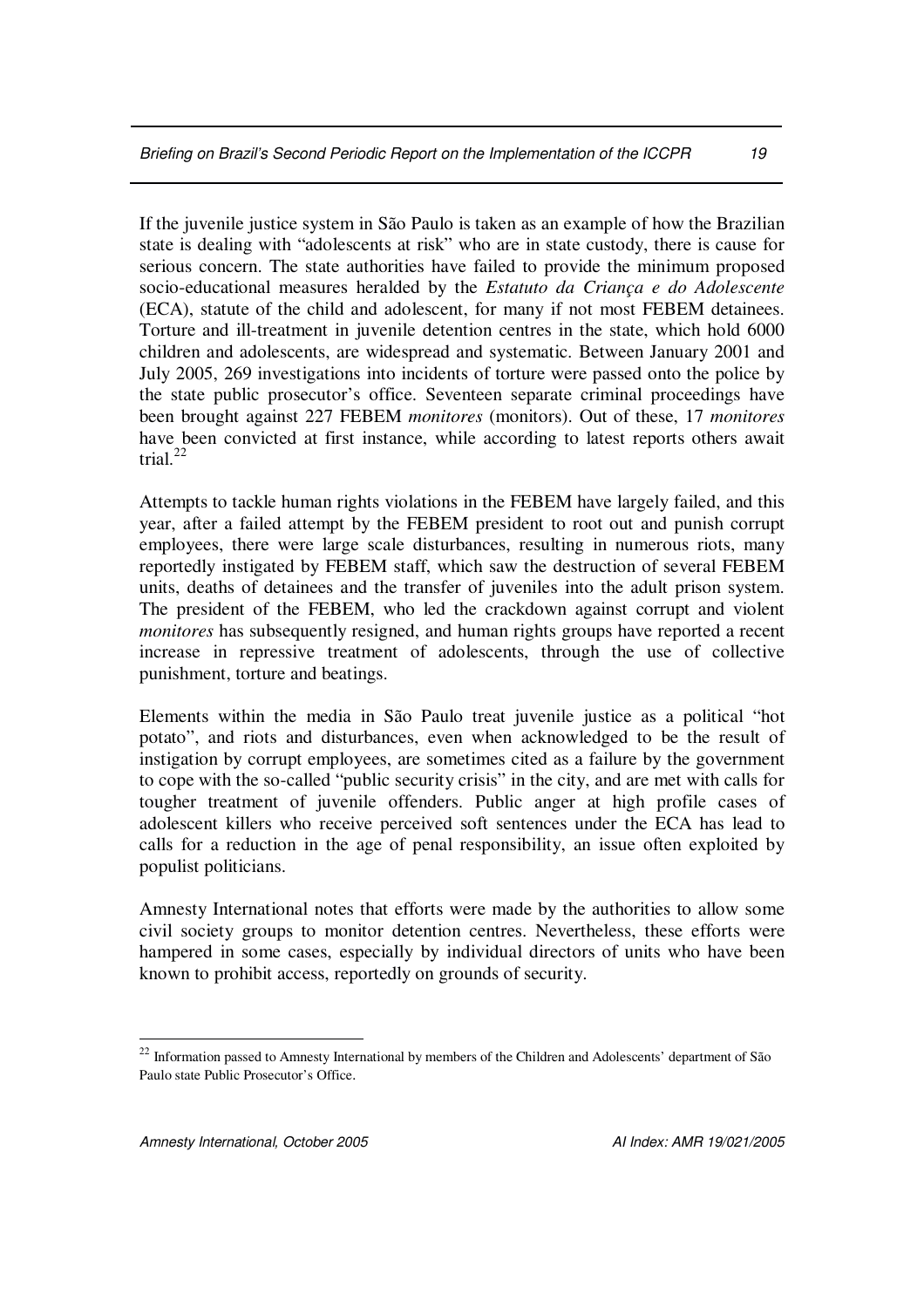If the juvenile justice system in São Paulo is taken as an example of how the Brazilian state is dealing with "adolescents at risk" who are in state custody, there is cause for serious concern. The state authorities have failed to provide the minimum proposed socio-educational measures heralded by the *Estatuto da Criança e do Adolescente* (ECA), statute of the child and adolescent, for many if not most FEBEM detainees. Torture and ill-treatment in juvenile detention centres in the state, which hold 6000 children and adolescents, are widespread and systematic. Between January 2001 and July 2005, 269 investigations into incidents of torture were passed onto the police by the state public prosecutor's office. Seventeen separate criminal proceedings have been brought against 227 FEBEM *monitores* (monitors). Out of these, 17 *monitores* have been convicted at first instance, while according to latest reports others await trial.[22]

Attempts to tackle human rights violations in the FEBEM have largely failed, and this year, after a failed attempt by the FEBEM president to root out and punish corrupt employees, there were large scale disturbances, resulting in numerous riots, many reportedly instigated by FEBEM staff, which saw the destruction of several FEBEM units, deaths of detainees and the transfer of juveniles into the adult prison system. The president of the FEBEM, who led the crackdown against corrupt and violent *monitores* has subsequently resigned, and human rights groups have reported a recent increase in repressive treatment of adolescents, through the use of collective punishment, torture and beatings.

Elements within the media in São Paulo treat juvenile justice as a political "hot potato", and riots and disturbances, even when acknowledged to be the result of instigation by corrupt employees, are sometimes cited as a failure by the government to cope with the so-called "public security crisis" in the city, and are met with calls for tougher treatment of juvenile offenders. Public anger at high profile cases of adolescent killers who receive perceived soft sentences under the ECA has lead to calls for a reduction in the age of penal responsibility, an issue often exploited by populist politicians.

Amnesty International notes that efforts were made by the authorities to allow some civil society groups to monitor detention centres. Nevertheless, these efforts were hampered in some cases, especially by individual directors of units who have been known to prohibit access, reportedly on grounds of security.

---

[22] Information passed to Amnesty International by members of the Children and Adolescents' department of São Paulo state Public Prosecutor's Office.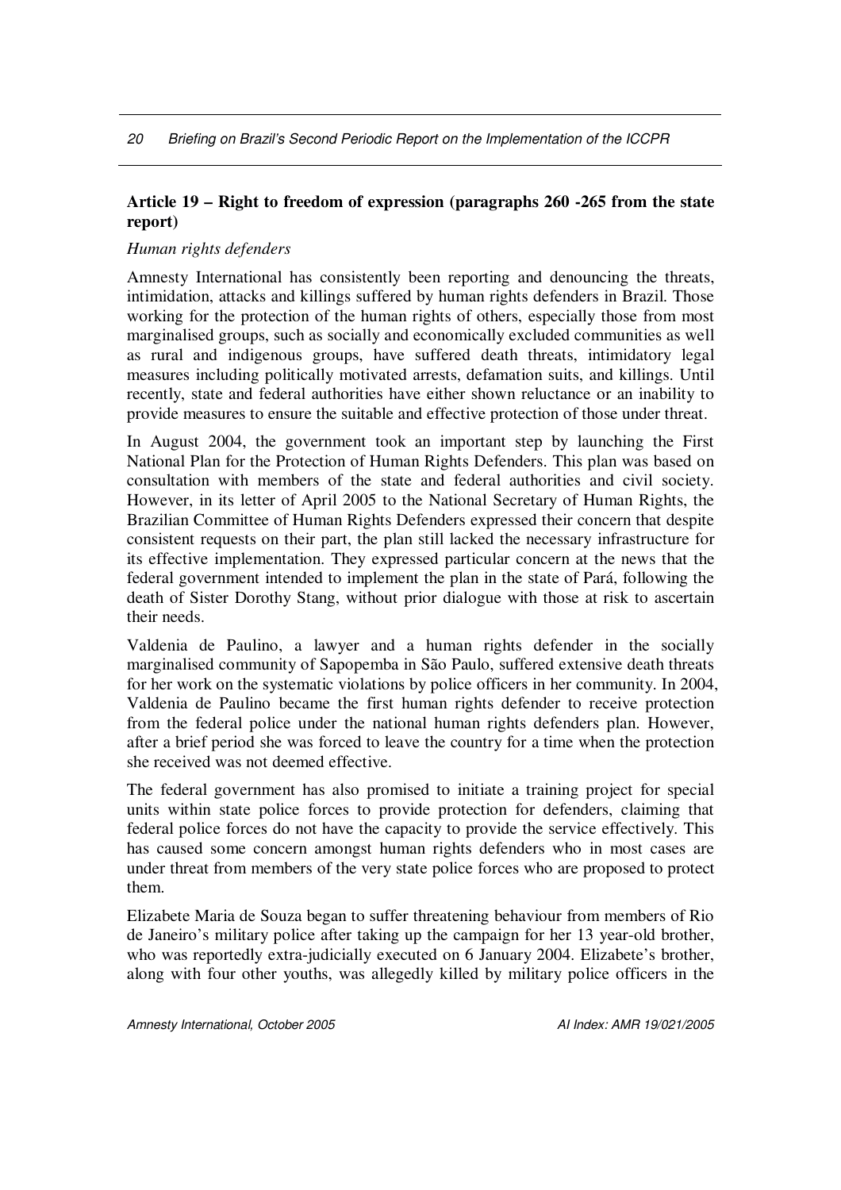### Article 19 – Right to freedom of expression (paragraphs 260 -265 from the state report)

*Human rights defenders*

Amnesty International has consistently been reporting and denouncing the threats, intimidation, attacks and killings suffered by human rights defenders in Brazil. Those working for the protection of the human rights of others, especially those from most marginalised groups, such as socially and economically excluded communities as well as rural and indigenous groups, have suffered death threats, intimidatory legal measures including politically motivated arrests, defamation suits, and killings. Until recently, state and federal authorities have either shown reluctance or an inability to provide measures to ensure the suitable and effective protection of those under threat.

In August 2004, the government took an important step by launching the First National Plan for the Protection of Human Rights Defenders. This plan was based on consultation with members of the state and federal authorities and civil society. However, in its letter of April 2005 to the National Secretary of Human Rights, the Brazilian Committee of Human Rights Defenders expressed their concern that despite consistent requests on their part, the plan still lacked the necessary infrastructure for its effective implementation. They expressed particular concern at the news that the federal government intended to implement the plan in the state of Pará, following the death of Sister Dorothy Stang, without prior dialogue with those at risk to ascertain their needs.

Valdenia de Paulino, a lawyer and a human rights defender in the socially marginalised community of Sapopemba in São Paulo, suffered extensive death threats for her work on the systematic violations by police officers in her community. In 2004, Valdenia de Paulino became the first human rights defender to receive protection from the federal police under the national human rights defenders plan. However, after a brief period she was forced to leave the country for a time when the protection she received was not deemed effective.

The federal government has also promised to initiate a training project for special units within state police forces to provide protection for defenders, claiming that federal police forces do not have the capacity to provide the service effectively. This has caused some concern amongst human rights defenders who in most cases are under threat from members of the very state police forces who are proposed to protect them.

Elizabete Maria de Souza began to suffer threatening behaviour from members of Rio de Janeiro's military police after taking up the campaign for her 13 year-old brother, who was reportedly extra-judicially executed on 6 January 2004. Elizabete's brother, along with four other youths, was allegedly killed by military police officers in the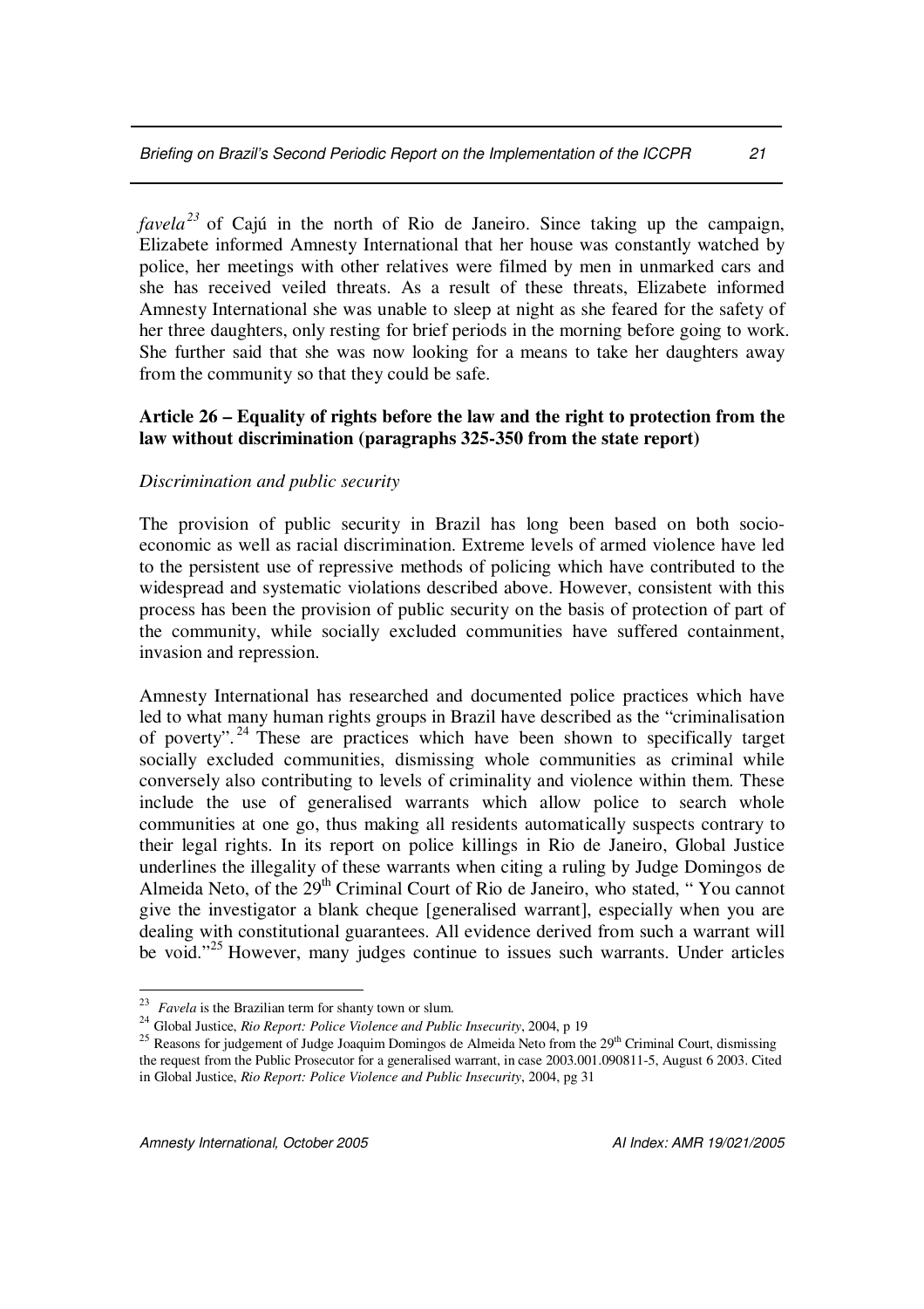*favela*[23] of Cajú in the north of Rio de Janeiro. Since taking up the campaign, Elizabete informed Amnesty International that her house was constantly watched by police, her meetings with other relatives were filmed by men in unmarked cars and she has received veiled threats. As a result of these threats, Elizabete informed Amnesty International she was unable to sleep at night as she feared for the safety of her three daughters, only resting for brief periods in the morning before going to work. She further said that she was now looking for a means to take her daughters away from the community so that they could be safe.

**Article 26 – Equality of rights before the law and the right to protection from the law without discrimination (paragraphs 325-350 from the state report)**

*Discrimination and public security*

The provision of public security in Brazil has long been based on both socio-economic as well as racial discrimination. Extreme levels of armed violence have led to the persistent use of repressive methods of policing which have contributed to the widespread and systematic violations described above. However, consistent with this process has been the provision of public security on the basis of protection of part of the community, while socially excluded communities have suffered containment, invasion and repression.

Amnesty International has researched and documented police practices which have led to what many human rights groups in Brazil have described as the "criminalisation of poverty".[24] These are practices which have been shown to specifically target socially excluded communities, dismissing whole communities as criminal while conversely also contributing to levels of criminality and violence within them. These include the use of generalised warrants which allow police to search whole communities at one go, thus making all residents automatically suspects contrary to their legal rights. In its report on police killings in Rio de Janeiro, Global Justice underlines the illegality of these warrants when citing a ruling by Judge Domingos de Almeida Neto, of the 29th Criminal Court of Rio de Janeiro, who stated, " You cannot give the investigator a blank cheque [generalised warrant], especially when you are dealing with constitutional guarantees. All evidence derived from such a warrant will be void."[25] However, many judges continue to issues such warrants. Under articles

---

[23] *Favela* is the Brazilian term for shanty town or slum.

[24] Global Justice, *Rio Report: Police Violence and Public Insecurity*, 2004, p 19

[25] Reasons for judgement of Judge Joaquim Domingos de Almeida Neto from the 29th Criminal Court, dismissing the request from the Public Prosecutor for a generalised warrant, in case 2003.001.090811-5, August 6 2003. Cited in Global Justice, *Rio Report: Police Violence and Public Insecurity*, 2004, pg 31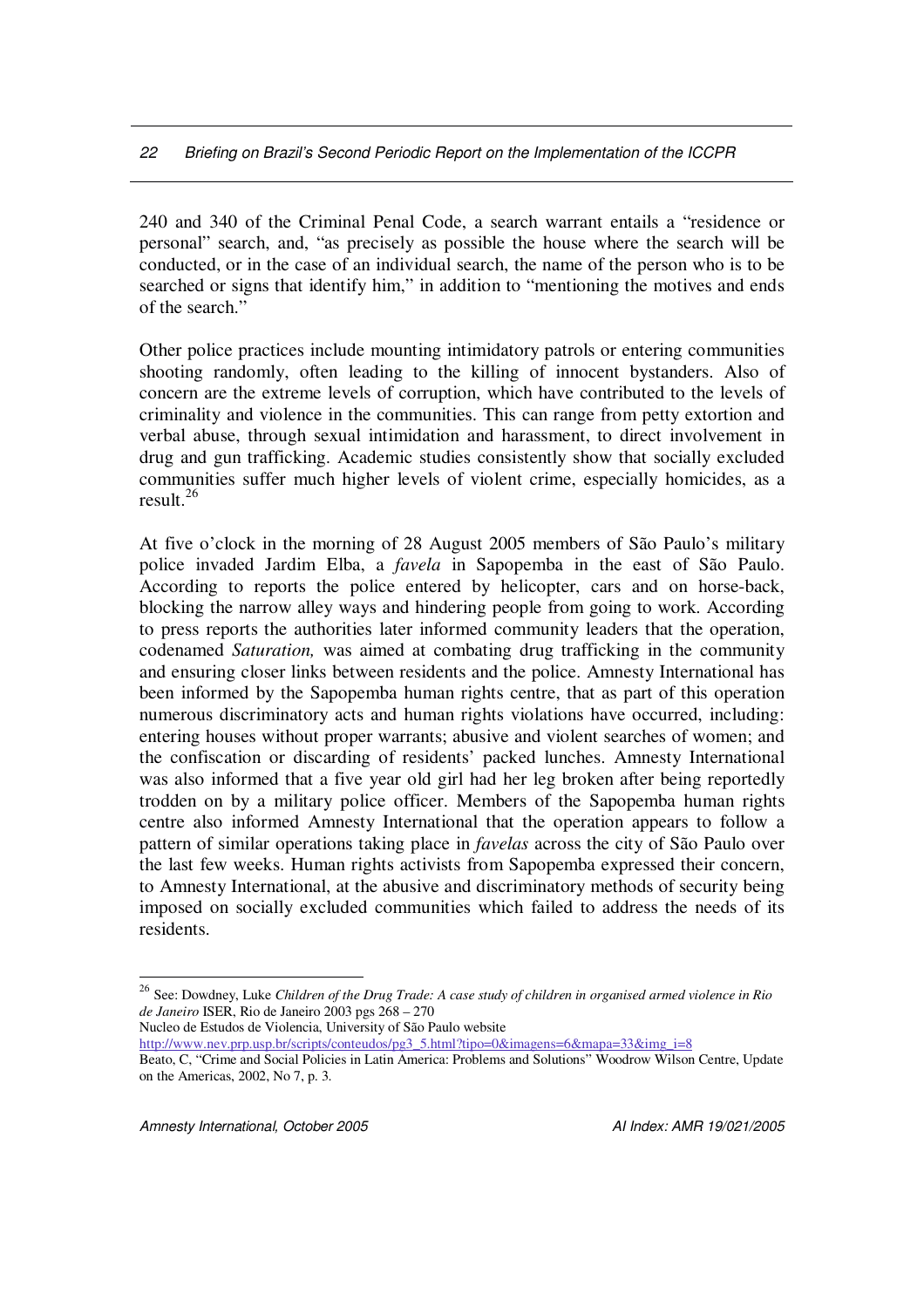240 and 340 of the Criminal Penal Code, a search warrant entails a "residence or personal" search, and, "as precisely as possible the house where the search will be conducted, or in the case of an individual search, the name of the person who is to be searched or signs that identify him," in addition to "mentioning the motives and ends of the search."

Other police practices include mounting intimidatory patrols or entering communities shooting randomly, often leading to the killing of innocent bystanders. Also of concern are the extreme levels of corruption, which have contributed to the levels of criminality and violence in the communities. This can range from petty extortion and verbal abuse, through sexual intimidation and harassment, to direct involvement in drug and gun trafficking. Academic studies consistently show that socially excluded communities suffer much higher levels of violent crime, especially homicides, as a result.[26]

At five o'clock in the morning of 28 August 2005 members of São Paulo's military police invaded Jardim Elba, a *favela* in Sapopemba in the east of São Paulo. According to reports the police entered by helicopter, cars and on horse-back, blocking the narrow alley ways and hindering people from going to work. According to press reports the authorities later informed community leaders that the operation, codenamed *Saturation,* was aimed at combating drug trafficking in the community and ensuring closer links between residents and the police. Amnesty International has been informed by the Sapopemba human rights centre, that as part of this operation numerous discriminatory acts and human rights violations have occurred, including: entering houses without proper warrants; abusive and violent searches of women; and the confiscation or discarding of residents' packed lunches. Amnesty International was also informed that a five year old girl had her leg broken after being reportedly trodden on by a military police officer. Members of the Sapopemba human rights centre also informed Amnesty International that the operation appears to follow a pattern of similar operations taking place in *favelas* across the city of São Paulo over the last few weeks. Human rights activists from Sapopemba expressed their concern, to Amnesty International, at the abusive and discriminatory methods of security being imposed on socially excluded communities which failed to address the needs of its residents.

---

[26] See: Dowdney, Luke *Children of the Drug Trade: A case study of children in organised armed violence in Rio de Janeiro* ISER, Rio de Janeiro 2003 pgs 268 – 270
Nucleo de Estudos de Violencia, University of São Paulo website
http://www.nev.prp.usp.br/scripts/conteudos/pg3_5.html?tipo=0&imagens=6&mapa=33&img_i=8
Beato, C, "Crime and Social Policies in Latin America: Problems and Solutions" Woodrow Wilson Centre, Update on the Americas, 2002, No 7, p. 3.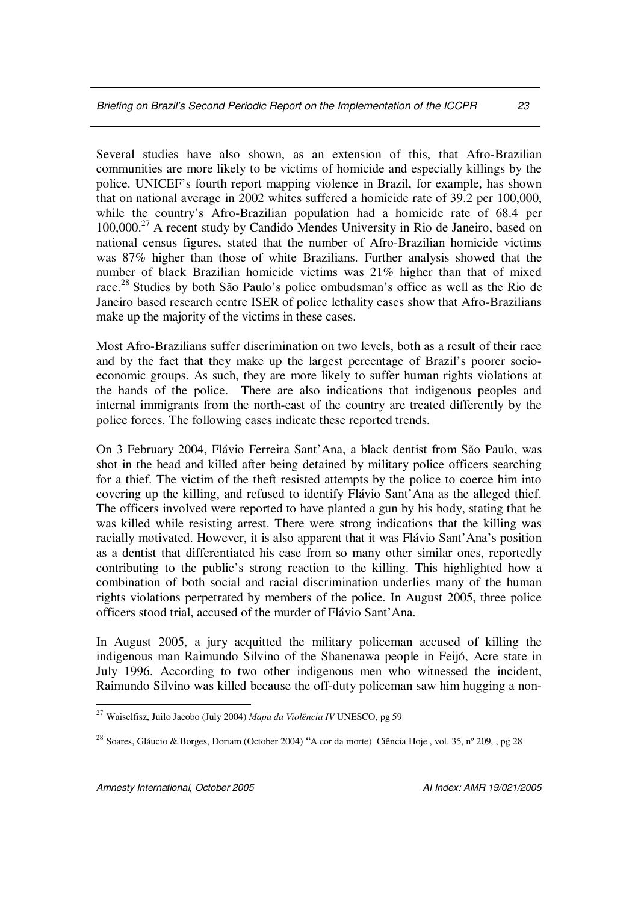Several studies have also shown, as an extension of this, that Afro-Brazilian communities are more likely to be victims of homicide and especially killings by the police. UNICEF's fourth report mapping violence in Brazil, for example, has shown that on national average in 2002 whites suffered a homicide rate of 39.2 per 100,000, while the country's Afro-Brazilian population had a homicide rate of 68.4 per 100,000.[27] A recent study by Candido Mendes University in Rio de Janeiro, based on national census figures, stated that the number of Afro-Brazilian homicide victims was 87% higher than those of white Brazilians. Further analysis showed that the number of black Brazilian homicide victims was 21% higher than that of mixed race.[28] Studies by both São Paulo's police ombudsman's office as well as the Rio de Janeiro based research centre ISER of police lethality cases show that Afro-Brazilians make up the majority of the victims in these cases.

Most Afro-Brazilians suffer discrimination on two levels, both as a result of their race and by the fact that they make up the largest percentage of Brazil's poorer socio-economic groups. As such, they are more likely to suffer human rights violations at the hands of the police. There are also indications that indigenous peoples and internal immigrants from the north-east of the country are treated differently by the police forces. The following cases indicate these reported trends.

On 3 February 2004, Flávio Ferreira Sant'Ana, a black dentist from São Paulo, was shot in the head and killed after being detained by military police officers searching for a thief. The victim of the theft resisted attempts by the police to coerce him into covering up the killing, and refused to identify Flávio Sant'Ana as the alleged thief. The officers involved were reported to have planted a gun by his body, stating that he was killed while resisting arrest. There were strong indications that the killing was racially motivated. However, it is also apparent that it was Flávio Sant'Ana's position as a dentist that differentiated his case from so many other similar ones, reportedly contributing to the public's strong reaction to the killing. This highlighted how a combination of both social and racial discrimination underlies many of the human rights violations perpetrated by members of the police. In August 2005, three police officers stood trial, accused of the murder of Flávio Sant'Ana.

In August 2005, a jury acquitted the military policeman accused of killing the indigenous man Raimundo Silvino of the Shanenawa people in Feijó, Acre state in July 1996. According to two other indigenous men who witnessed the incident, Raimundo Silvino was killed because the off-duty policeman saw him hugging a non-

---

[27] Waiselfisz, Juilo Jacobo (July 2004) *Mapa da Violência IV* UNESCO, pg 59

[28] Soares, Gláucio & Borges, Doriam (October 2004) "A cor da morte) Ciência Hoje , vol. 35, nº 209, , pg 28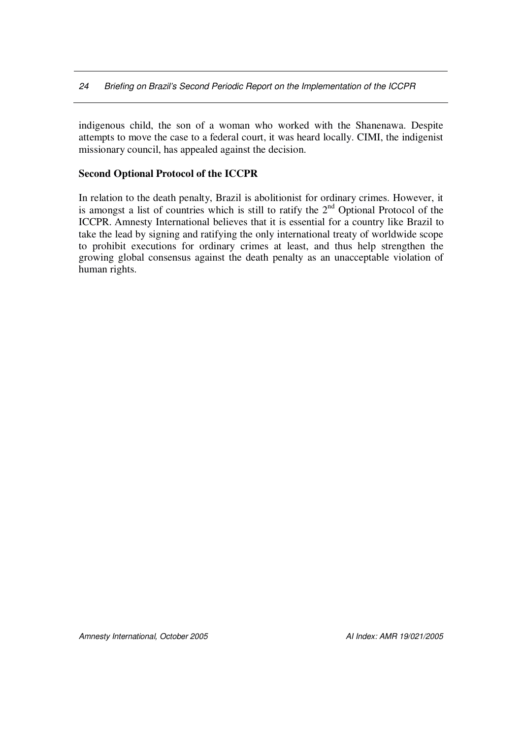indigenous child, the son of a woman who worked with the Shanenawa. Despite attempts to move the case to a federal court, it was heard locally. CIMI, the indigenist missionary council, has appealed against the decision.

**Second Optional Protocol of the ICCPR**

In relation to the death penalty, Brazil is abolitionist for ordinary crimes. However, it is amongst a list of countries which is still to ratify the 2nd Optional Protocol of the ICCPR. Amnesty International believes that it is essential for a country like Brazil to take the lead by signing and ratifying the only international treaty of worldwide scope to prohibit executions for ordinary crimes at least, and thus help strengthen the growing global consensus against the death penalty as an unacceptable violation of human rights.